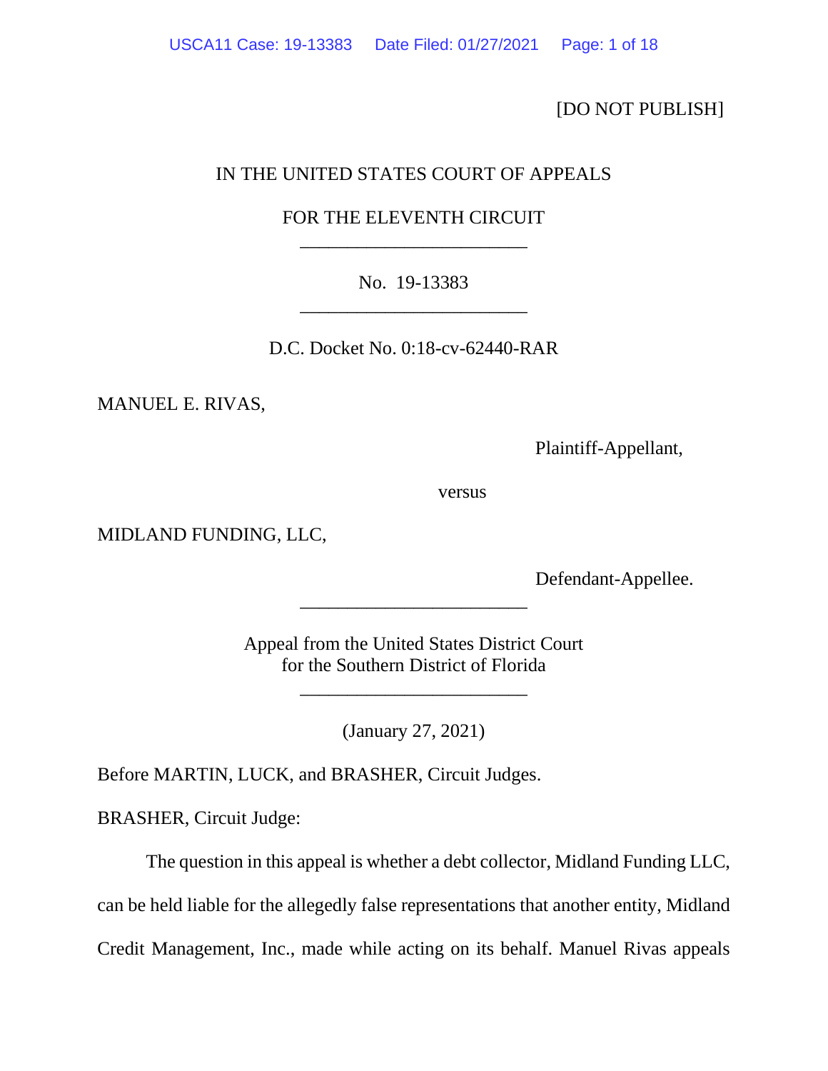[DO NOT PUBLISH]

IN THE UNITED STATES COURT OF APPEALS

FOR THE ELEVENTH CIRCUIT

---

No. 19-13383

---

D.C. Docket No. 0:18-cv-62440-RAR

MANUEL E. RIVAS,

Plaintiff-Appellant,

versus

MIDLAND FUNDING, LLC,

Defendant-Appellee.

---

Appeal from the United States District Court
for the Southern District of Florida

---

(January 27, 2021)

Before MARTIN, LUCK, and BRASHER, Circuit Judges.

BRASHER, Circuit Judge:

The question in this appeal is whether a debt collector, Midland Funding LLC, can be held liable for the allegedly false representations that another entity, Midland Credit Management, Inc., made while acting on its behalf. Manuel Rivas appeals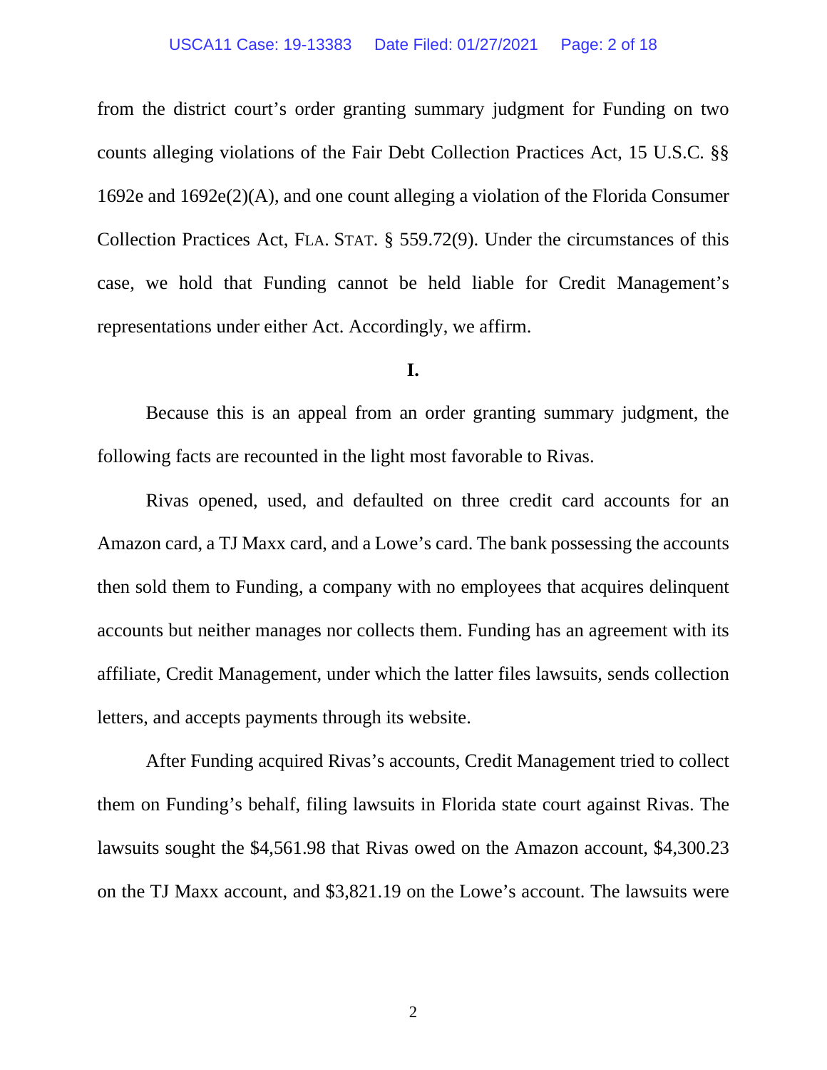from the district court's order granting summary judgment for Funding on two counts alleging violations of the Fair Debt Collection Practices Act, 15 U.S.C. §§ 1692e and 1692e(2)(A), and one count alleging a violation of the Florida Consumer Collection Practices Act, FLA. STAT. § 559.72(9). Under the circumstances of this case, we hold that Funding cannot be held liable for Credit Management's representations under either Act. Accordingly, we affirm.

**I.**

Because this is an appeal from an order granting summary judgment, the following facts are recounted in the light most favorable to Rivas.

Rivas opened, used, and defaulted on three credit card accounts for an Amazon card, a TJ Maxx card, and a Lowe's card. The bank possessing the accounts then sold them to Funding, a company with no employees that acquires delinquent accounts but neither manages nor collects them. Funding has an agreement with its affiliate, Credit Management, under which the latter files lawsuits, sends collection letters, and accepts payments through its website.

After Funding acquired Rivas's accounts, Credit Management tried to collect them on Funding's behalf, filing lawsuits in Florida state court against Rivas. The lawsuits sought the $4,561.98 that Rivas owed on the Amazon account, $4,300.23 on the TJ Maxx account, and $3,821.19 on the Lowe's account. The lawsuits were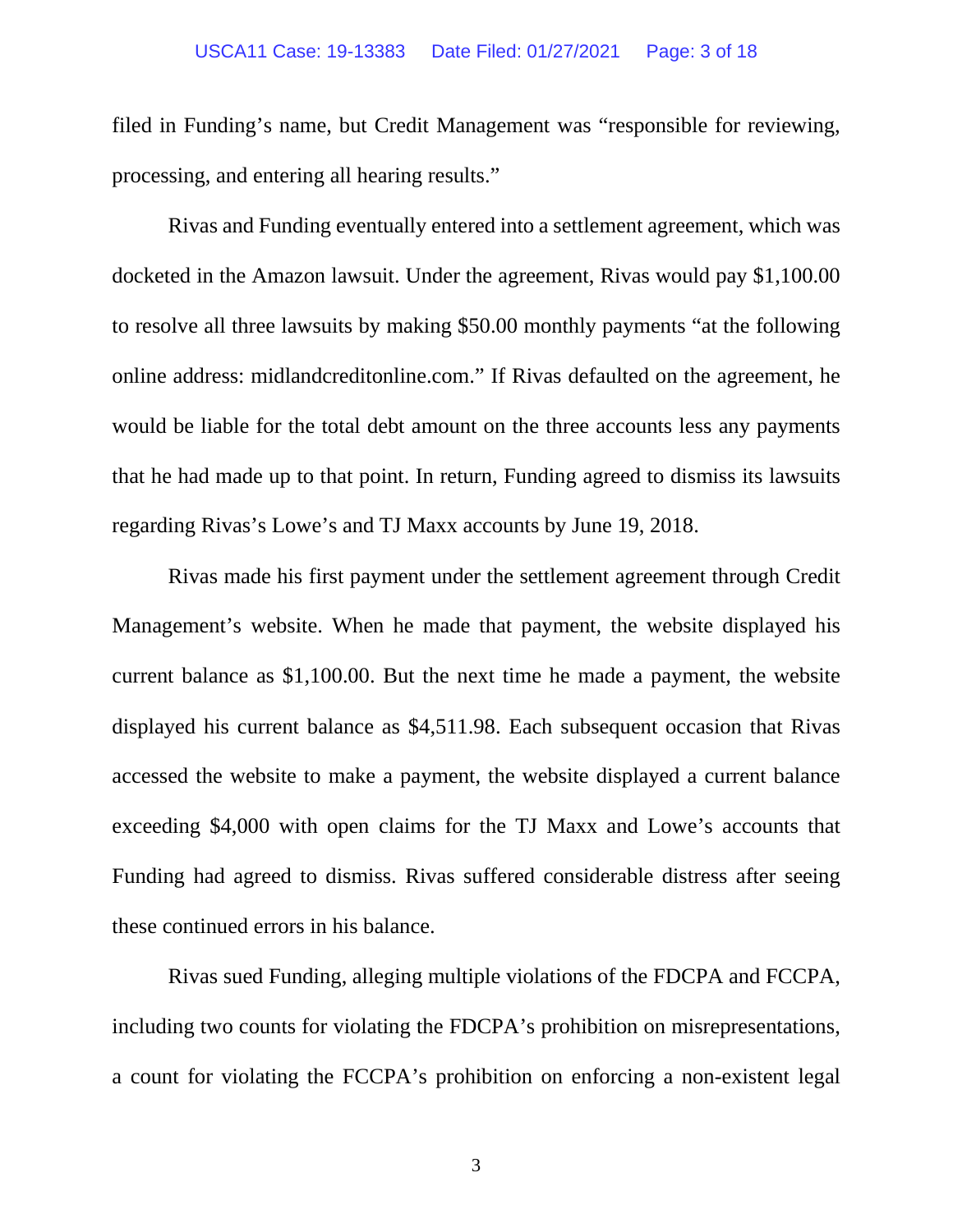filed in Funding's name, but Credit Management was "responsible for reviewing, processing, and entering all hearing results."

Rivas and Funding eventually entered into a settlement agreement, which was docketed in the Amazon lawsuit. Under the agreement, Rivas would pay $1,100.00 to resolve all three lawsuits by making $50.00 monthly payments "at the following online address: midlandcreditonline.com." If Rivas defaulted on the agreement, he would be liable for the total debt amount on the three accounts less any payments that he had made up to that point. In return, Funding agreed to dismiss its lawsuits regarding Rivas's Lowe's and TJ Maxx accounts by June 19, 2018.

Rivas made his first payment under the settlement agreement through Credit Management's website. When he made that payment, the website displayed his current balance as $1,100.00. But the next time he made a payment, the website displayed his current balance as $4,511.98. Each subsequent occasion that Rivas accessed the website to make a payment, the website displayed a current balance exceeding $4,000 with open claims for the TJ Maxx and Lowe's accounts that Funding had agreed to dismiss. Rivas suffered considerable distress after seeing these continued errors in his balance.

Rivas sued Funding, alleging multiple violations of the FDCPA and FCCPA, including two counts for violating the FDCPA's prohibition on misrepresentations, a count for violating the FCCPA's prohibition on enforcing a non-existent legal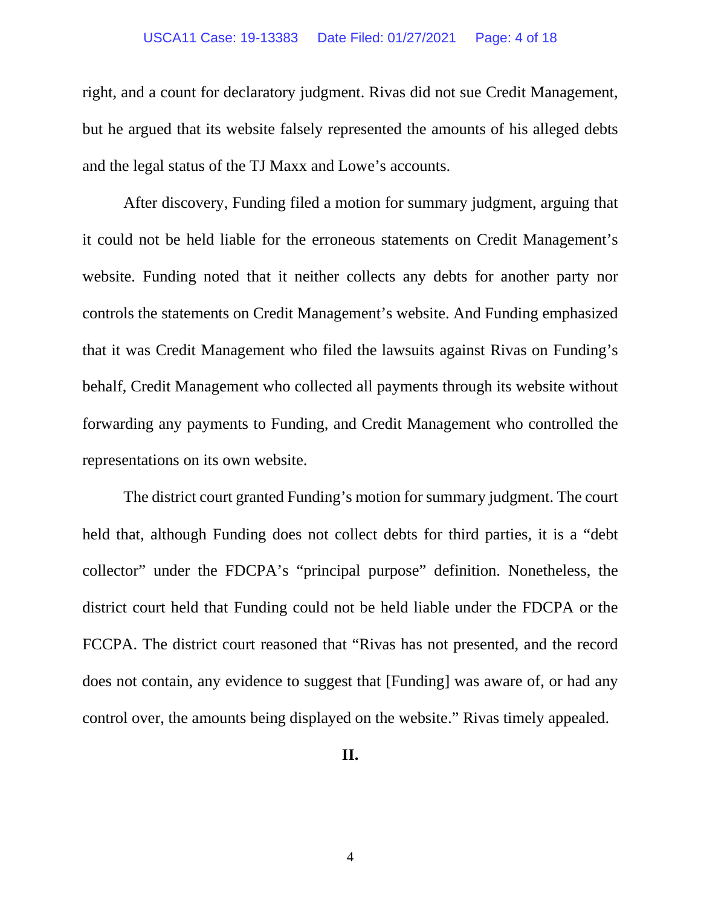right, and a count for declaratory judgment. Rivas did not sue Credit Management, but he argued that its website falsely represented the amounts of his alleged debts and the legal status of the TJ Maxx and Lowe's accounts.

After discovery, Funding filed a motion for summary judgment, arguing that it could not be held liable for the erroneous statements on Credit Management's website. Funding noted that it neither collects any debts for another party nor controls the statements on Credit Management's website. And Funding emphasized that it was Credit Management who filed the lawsuits against Rivas on Funding's behalf, Credit Management who collected all payments through its website without forwarding any payments to Funding, and Credit Management who controlled the representations on its own website.

The district court granted Funding's motion for summary judgment. The court held that, although Funding does not collect debts for third parties, it is a "debt collector" under the FDCPA's "principal purpose" definition. Nonetheless, the district court held that Funding could not be held liable under the FDCPA or the FCCPA. The district court reasoned that "Rivas has not presented, and the record does not contain, any evidence to suggest that [Funding] was aware of, or had any control over, the amounts being displayed on the website." Rivas timely appealed.

## II.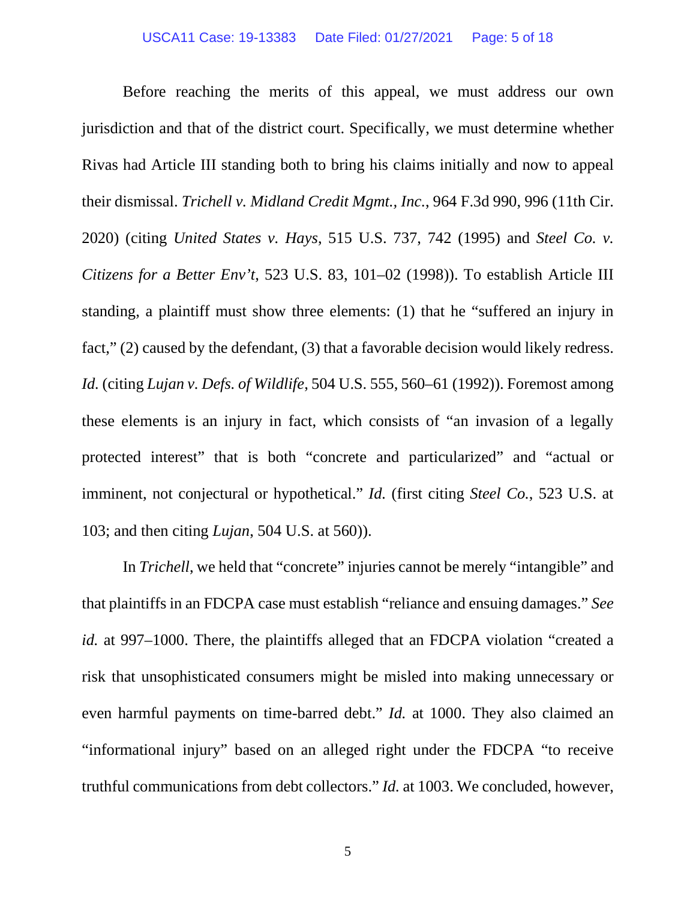Before reaching the merits of this appeal, we must address our own jurisdiction and that of the district court. Specifically, we must determine whether Rivas had Article III standing both to bring his claims initially and now to appeal their dismissal. *Trichell v. Midland Credit Mgmt., Inc.*, 964 F.3d 990, 996 (11th Cir. 2020) (citing *United States v. Hays*, 515 U.S. 737, 742 (1995) and *Steel Co. v. Citizens for a Better Env't*, 523 U.S. 83, 101–02 (1998)). To establish Article III standing, a plaintiff must show three elements: (1) that he "suffered an injury in fact," (2) caused by the defendant, (3) that a favorable decision would likely redress. *Id.* (citing *Lujan v. Defs. of Wildlife*, 504 U.S. 555, 560–61 (1992)). Foremost among these elements is an injury in fact, which consists of "an invasion of a legally protected interest" that is both "concrete and particularized" and "actual or imminent, not conjectural or hypothetical." *Id.* (first citing *Steel Co.*, 523 U.S. at 103; and then citing *Lujan*, 504 U.S. at 560)).

In *Trichell*, we held that "concrete" injuries cannot be merely "intangible" and that plaintiffs in an FDCPA case must establish "reliance and ensuing damages." *See id.* at 997–1000. There, the plaintiffs alleged that an FDCPA violation "created a risk that unsophisticated consumers might be misled into making unnecessary or even harmful payments on time-barred debt." *Id.* at 1000. They also claimed an "informational injury" based on an alleged right under the FDCPA "to receive truthful communications from debt collectors." *Id.* at 1003. We concluded, however,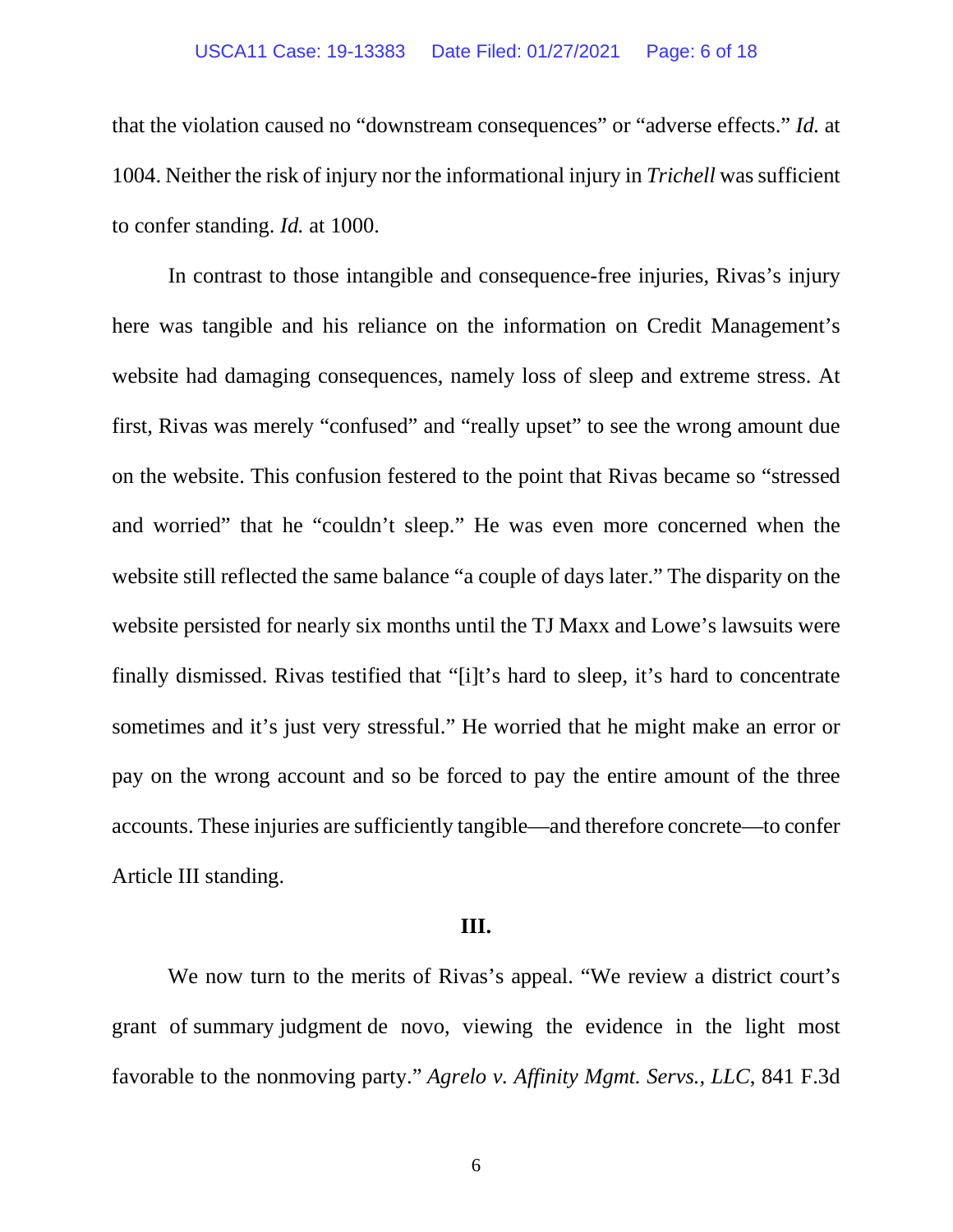that the violation caused no "downstream consequences" or "adverse effects." *Id.* at 1004. Neither the risk of injury nor the informational injury in *Trichell* was sufficient to confer standing. *Id.* at 1000.

In contrast to those intangible and consequence-free injuries, Rivas's injury here was tangible and his reliance on the information on Credit Management's website had damaging consequences, namely loss of sleep and extreme stress. At first, Rivas was merely "confused" and "really upset" to see the wrong amount due on the website. This confusion festered to the point that Rivas became so "stressed and worried" that he "couldn't sleep." He was even more concerned when the website still reflected the same balance "a couple of days later." The disparity on the website persisted for nearly six months until the TJ Maxx and Lowe's lawsuits were finally dismissed. Rivas testified that "[i]t's hard to sleep, it's hard to concentrate sometimes and it's just very stressful." He worried that he might make an error or pay on the wrong account and so be forced to pay the entire amount of the three accounts. These injuries are sufficiently tangible—and therefore concrete—to confer Article III standing.

## III.

We now turn to the merits of Rivas's appeal. "We review a district court's grant of summary judgment de novo, viewing the evidence in the light most favorable to the nonmoving party." *Agrelo v. Affinity Mgmt. Servs., LLC*, 841 F.3d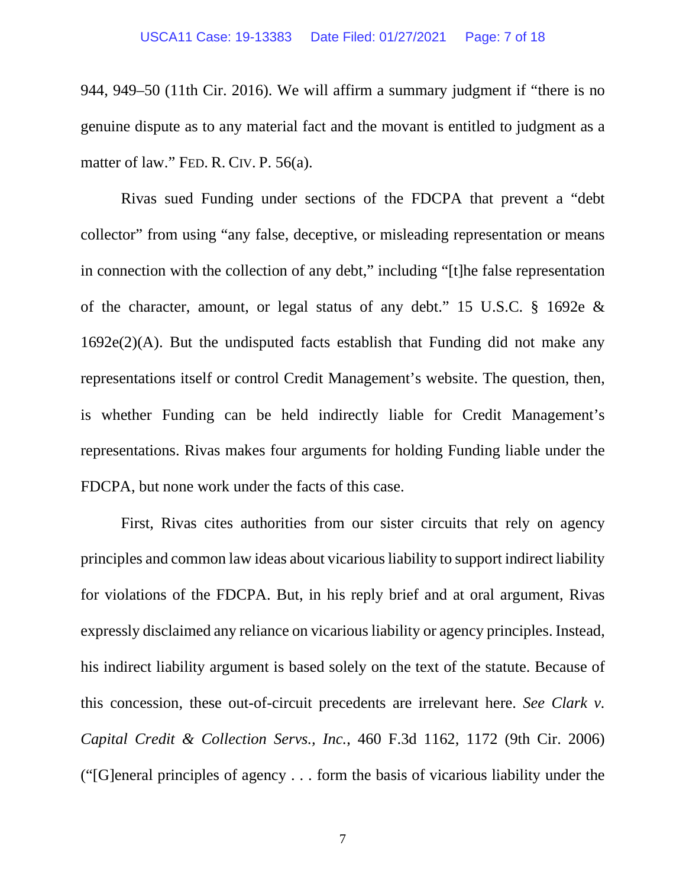944, 949–50 (11th Cir. 2016). We will affirm a summary judgment if "there is no genuine dispute as to any material fact and the movant is entitled to judgment as a matter of law." FED. R. CIV. P. 56(a).

Rivas sued Funding under sections of the FDCPA that prevent a "debt collector" from using "any false, deceptive, or misleading representation or means in connection with the collection of any debt," including "[t]he false representation of the character, amount, or legal status of any debt." 15 U.S.C. § 1692e & 1692e(2)(A). But the undisputed facts establish that Funding did not make any representations itself or control Credit Management's website. The question, then, is whether Funding can be held indirectly liable for Credit Management's representations. Rivas makes four arguments for holding Funding liable under the FDCPA, but none work under the facts of this case.

First, Rivas cites authorities from our sister circuits that rely on agency principles and common law ideas about vicarious liability to support indirect liability for violations of the FDCPA. But, in his reply brief and at oral argument, Rivas expressly disclaimed any reliance on vicarious liability or agency principles. Instead, his indirect liability argument is based solely on the text of the statute. Because of this concession, these out-of-circuit precedents are irrelevant here. *See Clark v. Capital Credit & Collection Servs., Inc.*, 460 F.3d 1162, 1172 (9th Cir. 2006) ("[G]eneral principles of agency . . . form the basis of vicarious liability under the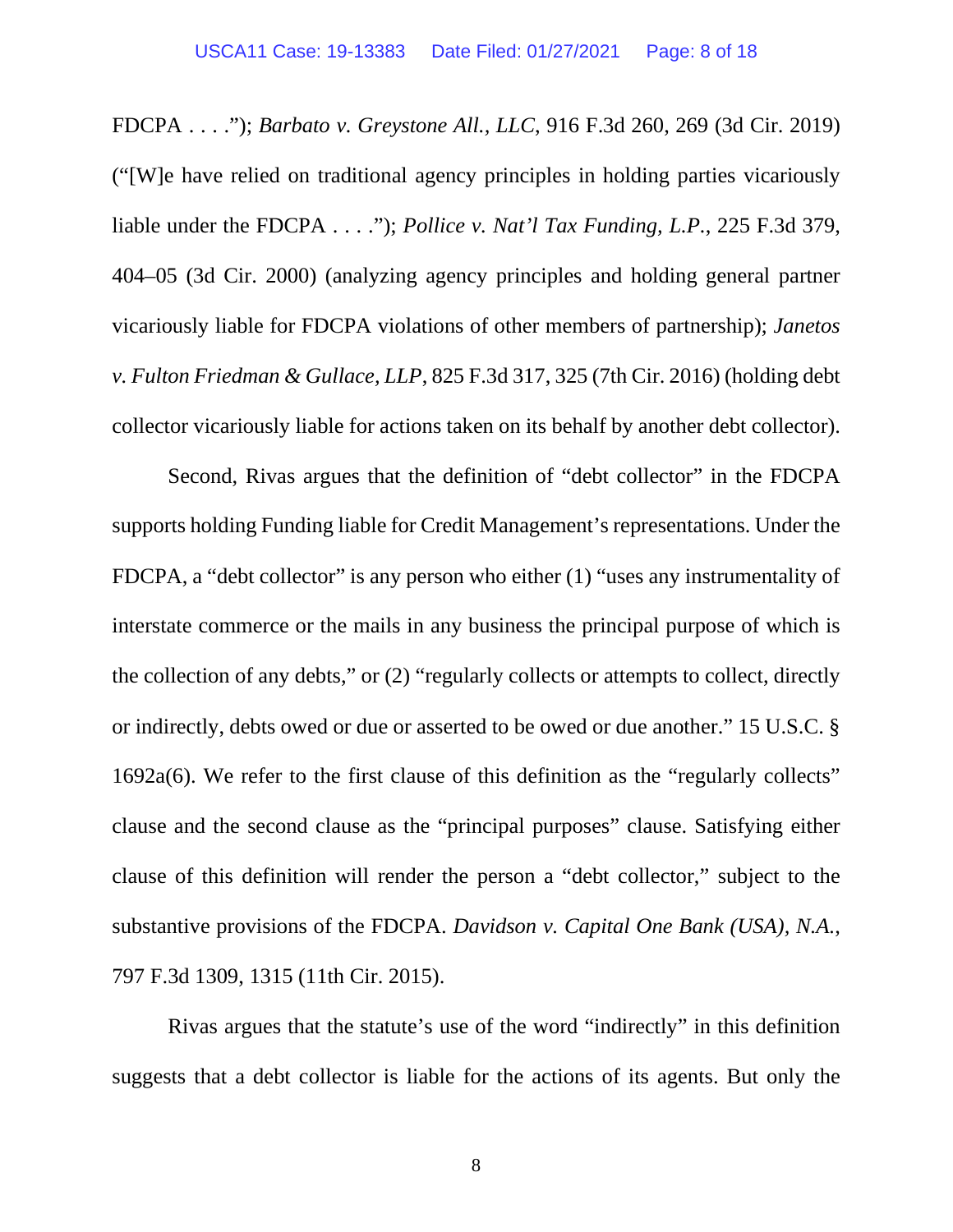FDCPA . . . ."); *Barbato v. Greystone All., LLC*, 916 F.3d 260, 269 (3d Cir. 2019) ("[W]e have relied on traditional agency principles in holding parties vicariously liable under the FDCPA . . . ."); *Pollice v. Nat'l Tax Funding, L.P.*, 225 F.3d 379, 404–05 (3d Cir. 2000) (analyzing agency principles and holding general partner vicariously liable for FDCPA violations of other members of partnership); *Janetos v. Fulton Friedman & Gullace, LLP*, 825 F.3d 317, 325 (7th Cir. 2016) (holding debt collector vicariously liable for actions taken on its behalf by another debt collector).

Second, Rivas argues that the definition of "debt collector" in the FDCPA supports holding Funding liable for Credit Management's representations. Under the FDCPA, a "debt collector" is any person who either (1) "uses any instrumentality of interstate commerce or the mails in any business the principal purpose of which is the collection of any debts," or (2) "regularly collects or attempts to collect, directly or indirectly, debts owed or due or asserted to be owed or due another." 15 U.S.C. § 1692a(6). We refer to the first clause of this definition as the "regularly collects" clause and the second clause as the "principal purposes" clause. Satisfying either clause of this definition will render the person a "debt collector," subject to the substantive provisions of the FDCPA. *Davidson v. Capital One Bank (USA), N.A.*, 797 F.3d 1309, 1315 (11th Cir. 2015).

Rivas argues that the statute's use of the word "indirectly" in this definition suggests that a debt collector is liable for the actions of its agents. But only the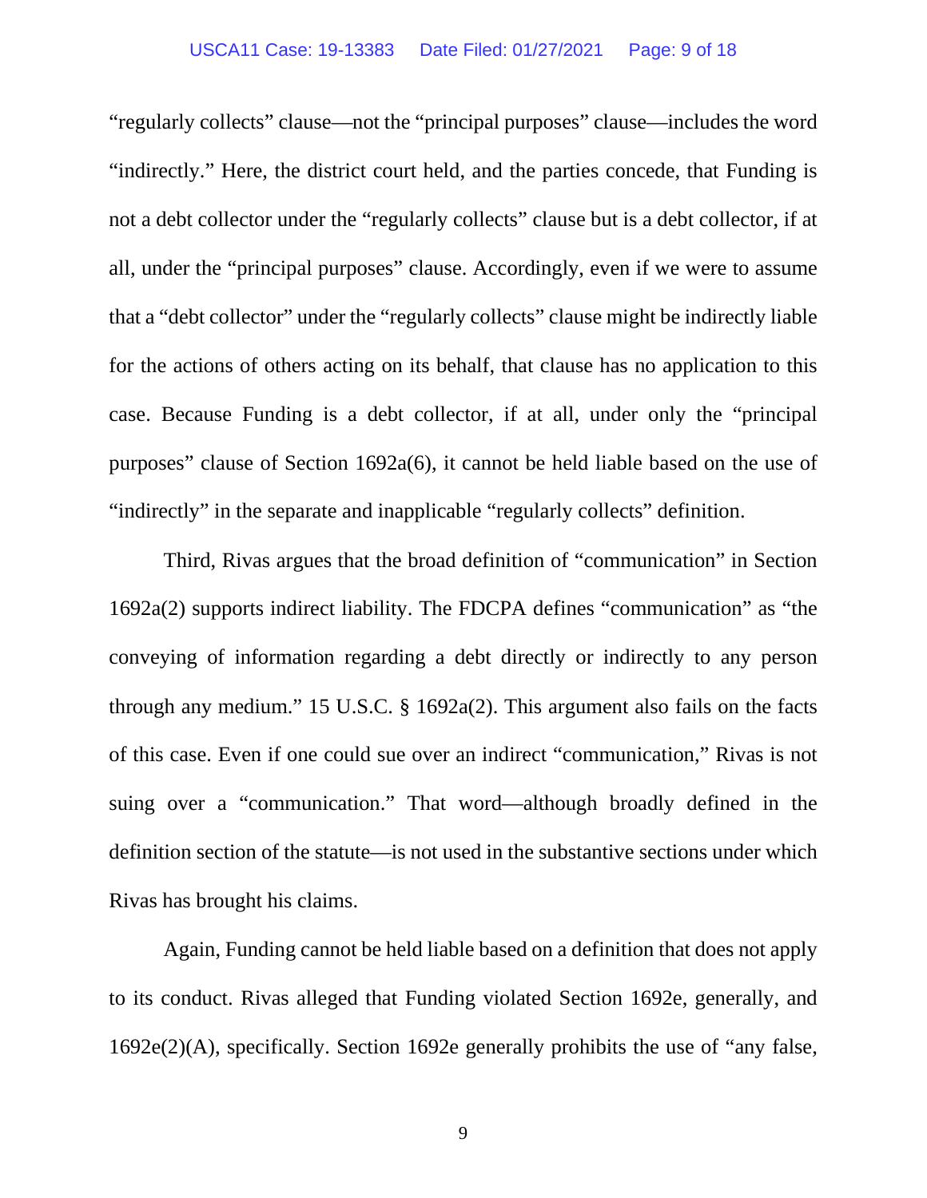"regularly collects" clause—not the "principal purposes" clause—includes the word "indirectly." Here, the district court held, and the parties concede, that Funding is not a debt collector under the "regularly collects" clause but is a debt collector, if at all, under the "principal purposes" clause. Accordingly, even if we were to assume that a "debt collector" under the "regularly collects" clause might be indirectly liable for the actions of others acting on its behalf, that clause has no application to this case. Because Funding is a debt collector, if at all, under only the "principal purposes" clause of Section 1692a(6), it cannot be held liable based on the use of "indirectly" in the separate and inapplicable "regularly collects" definition.

Third, Rivas argues that the broad definition of "communication" in Section 1692a(2) supports indirect liability. The FDCPA defines "communication" as "the conveying of information regarding a debt directly or indirectly to any person through any medium." 15 U.S.C. § 1692a(2). This argument also fails on the facts of this case. Even if one could sue over an indirect "communication," Rivas is not suing over a "communication." That word—although broadly defined in the definition section of the statute—is not used in the substantive sections under which Rivas has brought his claims.

Again, Funding cannot be held liable based on a definition that does not apply to its conduct. Rivas alleged that Funding violated Section 1692e, generally, and 1692e(2)(A), specifically. Section 1692e generally prohibits the use of "any false,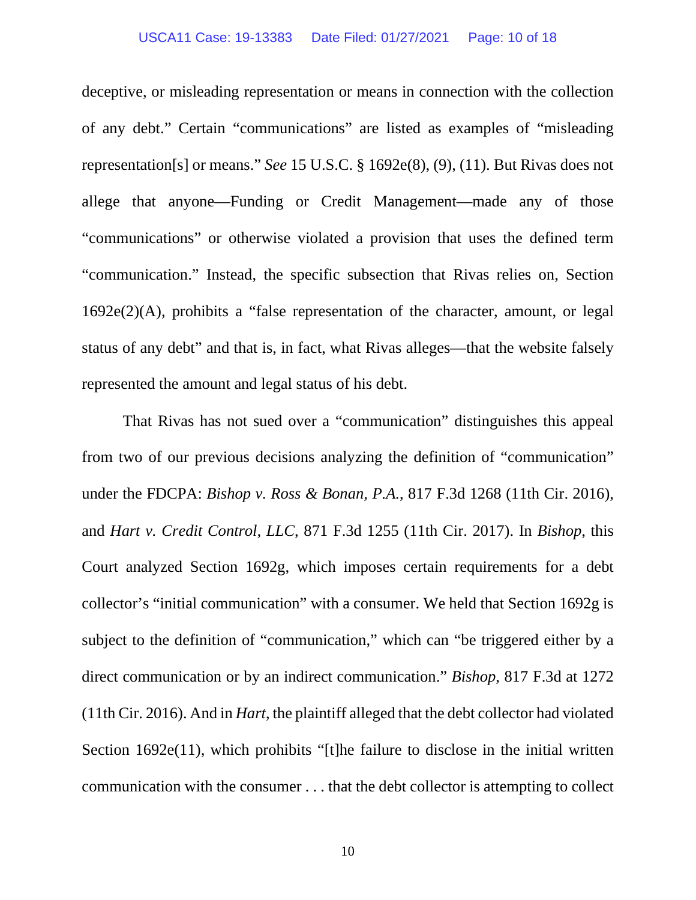deceptive, or misleading representation or means in connection with the collection of any debt." Certain "communications" are listed as examples of "misleading representation[s] or means." *See* 15 U.S.C. § 1692e(8), (9), (11). But Rivas does not allege that anyone—Funding or Credit Management—made any of those "communications" or otherwise violated a provision that uses the defined term "communication." Instead, the specific subsection that Rivas relies on, Section 1692e(2)(A), prohibits a "false representation of the character, amount, or legal status of any debt" and that is, in fact, what Rivas alleges—that the website falsely represented the amount and legal status of his debt.

That Rivas has not sued over a "communication" distinguishes this appeal from two of our previous decisions analyzing the definition of "communication" under the FDCPA: *Bishop v. Ross & Bonan, P.A.*, 817 F.3d 1268 (11th Cir. 2016), and *Hart v. Credit Control, LLC*, 871 F.3d 1255 (11th Cir. 2017). In *Bishop*, this Court analyzed Section 1692g, which imposes certain requirements for a debt collector's "initial communication" with a consumer. We held that Section 1692g is subject to the definition of "communication," which can "be triggered either by a direct communication or by an indirect communication." *Bishop*, 817 F.3d at 1272 (11th Cir. 2016). And in *Hart*, the plaintiff alleged that the debt collector had violated Section 1692e(11), which prohibits "[t]he failure to disclose in the initial written communication with the consumer . . . that the debt collector is attempting to collect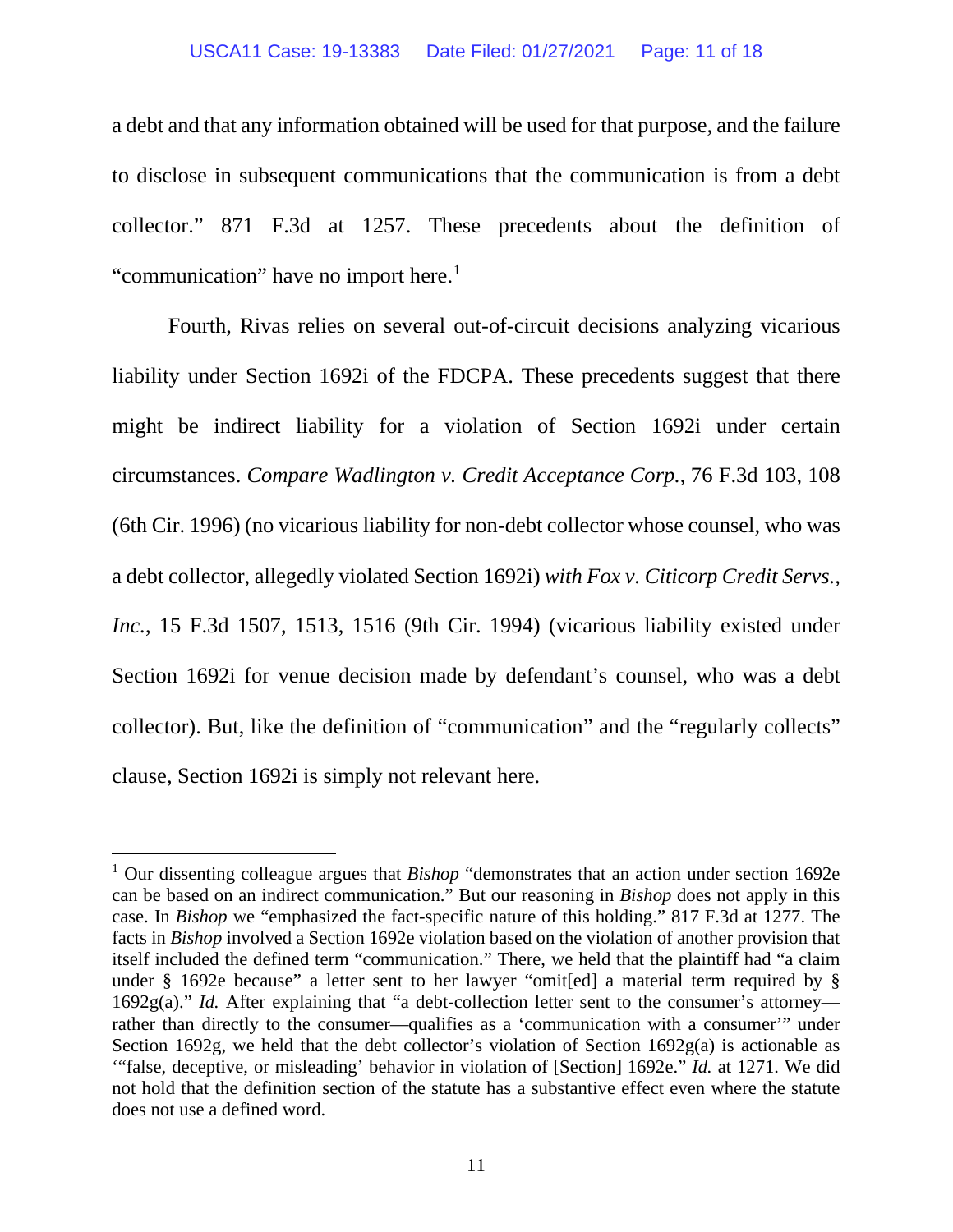a debt and that any information obtained will be used for that purpose, and the failure to disclose in subsequent communications that the communication is from a debt collector." 871 F.3d at 1257. These precedents about the definition of "communication" have no import here.[1]

Fourth, Rivas relies on several out-of-circuit decisions analyzing vicarious liability under Section 1692i of the FDCPA. These precedents suggest that there might be indirect liability for a violation of Section 1692i under certain circumstances. *Compare Wadlington v. Credit Acceptance Corp.*, 76 F.3d 103, 108 (6th Cir. 1996) (no vicarious liability for non-debt collector whose counsel, who was a debt collector, allegedly violated Section 1692i) *with Fox v. Citicorp Credit Servs., Inc.*, 15 F.3d 1507, 1513, 1516 (9th Cir. 1994) (vicarious liability existed under Section 1692i for venue decision made by defendant's counsel, who was a debt collector). But, like the definition of "communication" and the "regularly collects" clause, Section 1692i is simply not relevant here.

---

[1] Our dissenting colleague argues that *Bishop* "demonstrates that an action under section 1692e can be based on an indirect communication." But our reasoning in *Bishop* does not apply in this case. In *Bishop* we "emphasized the fact-specific nature of this holding." 817 F.3d at 1277. The facts in *Bishop* involved a Section 1692e violation based on the violation of another provision that itself included the defined term "communication." There, we held that the plaintiff had "a claim under § 1692e because" a letter sent to her lawyer "omit[ed] a material term required by § 1692g(a)." *Id.* After explaining that "a debt-collection letter sent to the consumer's attorney—rather than directly to the consumer—qualifies as a 'communication with a consumer'" under Section 1692g, we held that the debt collector's violation of Section 1692g(a) is actionable as '"false, deceptive, or misleading' behavior in violation of [Section] 1692e." *Id.* at 1271. We did not hold that the definition section of the statute has a substantive effect even where the statute does not use a defined word.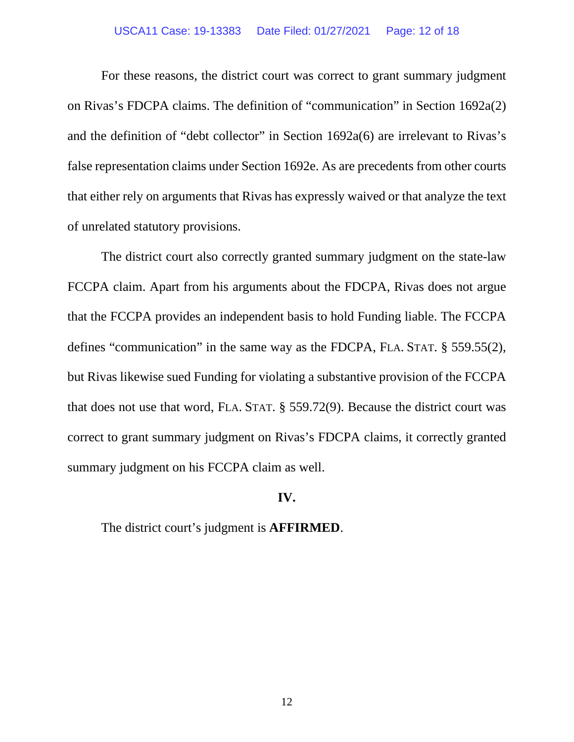For these reasons, the district court was correct to grant summary judgment on Rivas's FDCPA claims. The definition of "communication" in Section 1692a(2) and the definition of "debt collector" in Section 1692a(6) are irrelevant to Rivas's false representation claims under Section 1692e. As are precedents from other courts that either rely on arguments that Rivas has expressly waived or that analyze the text of unrelated statutory provisions.

The district court also correctly granted summary judgment on the state-law FCCPA claim. Apart from his arguments about the FDCPA, Rivas does not argue that the FCCPA provides an independent basis to hold Funding liable. The FCCPA defines "communication" in the same way as the FDCPA, FLA. STAT. § 559.55(2), but Rivas likewise sued Funding for violating a substantive provision of the FCCPA that does not use that word, FLA. STAT. § 559.72(9). Because the district court was correct to grant summary judgment on Rivas's FDCPA claims, it correctly granted summary judgment on his FCCPA claim as well.

## IV.

The district court's judgment is **AFFIRMED**.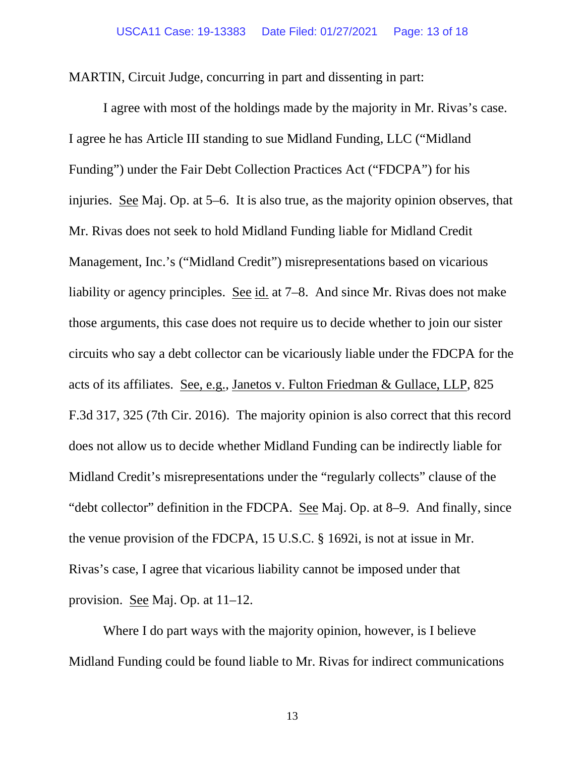MARTIN, Circuit Judge, concurring in part and dissenting in part:

I agree with most of the holdings made by the majority in Mr. Rivas's case. I agree he has Article III standing to sue Midland Funding, LLC ("Midland Funding") under the Fair Debt Collection Practices Act ("FDCPA") for his injuries. See Maj. Op. at 5–6. It is also true, as the majority opinion observes, that Mr. Rivas does not seek to hold Midland Funding liable for Midland Credit Management, Inc.'s ("Midland Credit") misrepresentations based on vicarious liability or agency principles. See id. at 7–8. And since Mr. Rivas does not make those arguments, this case does not require us to decide whether to join our sister circuits who say a debt collector can be vicariously liable under the FDCPA for the acts of its affiliates. See, e.g., Janetos v. Fulton Friedman & Gullace, LLP, 825 F.3d 317, 325 (7th Cir. 2016). The majority opinion is also correct that this record does not allow us to decide whether Midland Funding can be indirectly liable for Midland Credit's misrepresentations under the "regularly collects" clause of the "debt collector" definition in the FDCPA. See Maj. Op. at 8–9. And finally, since the venue provision of the FDCPA, 15 U.S.C. § 1692i, is not at issue in Mr. Rivas's case, I agree that vicarious liability cannot be imposed under that provision. See Maj. Op. at 11–12.

Where I do part ways with the majority opinion, however, is I believe Midland Funding could be found liable to Mr. Rivas for indirect communications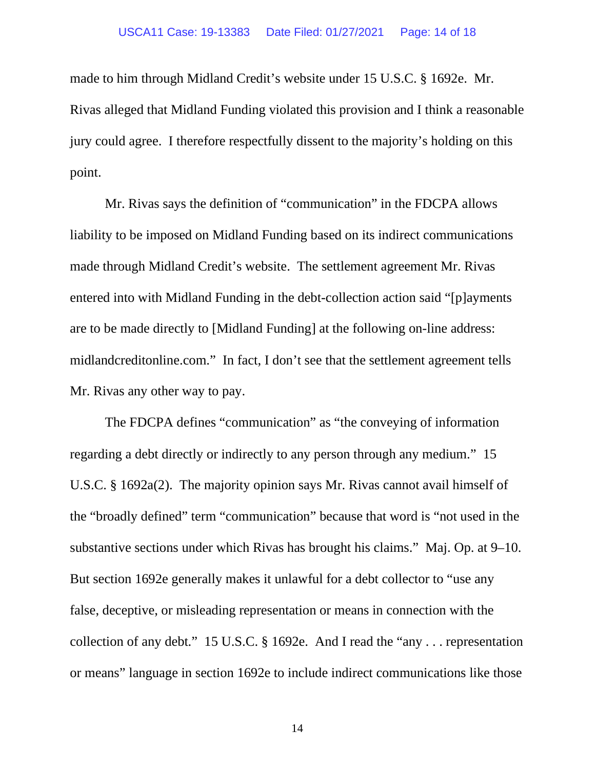made to him through Midland Credit's website under 15 U.S.C. § 1692e. Mr. Rivas alleged that Midland Funding violated this provision and I think a reasonable jury could agree. I therefore respectfully dissent to the majority's holding on this point.

Mr. Rivas says the definition of "communication" in the FDCPA allows liability to be imposed on Midland Funding based on its indirect communications made through Midland Credit's website. The settlement agreement Mr. Rivas entered into with Midland Funding in the debt-collection action said "[p]ayments are to be made directly to [Midland Funding] at the following on-line address: midlandcreditonline.com." In fact, I don't see that the settlement agreement tells Mr. Rivas any other way to pay.

The FDCPA defines "communication" as "the conveying of information regarding a debt directly or indirectly to any person through any medium." 15 U.S.C. § 1692a(2). The majority opinion says Mr. Rivas cannot avail himself of the "broadly defined" term "communication" because that word is "not used in the substantive sections under which Rivas has brought his claims." Maj. Op. at 9–10. But section 1692e generally makes it unlawful for a debt collector to "use any false, deceptive, or misleading representation or means in connection with the collection of any debt." 15 U.S.C. § 1692e. And I read the "any . . . representation or means" language in section 1692e to include indirect communications like those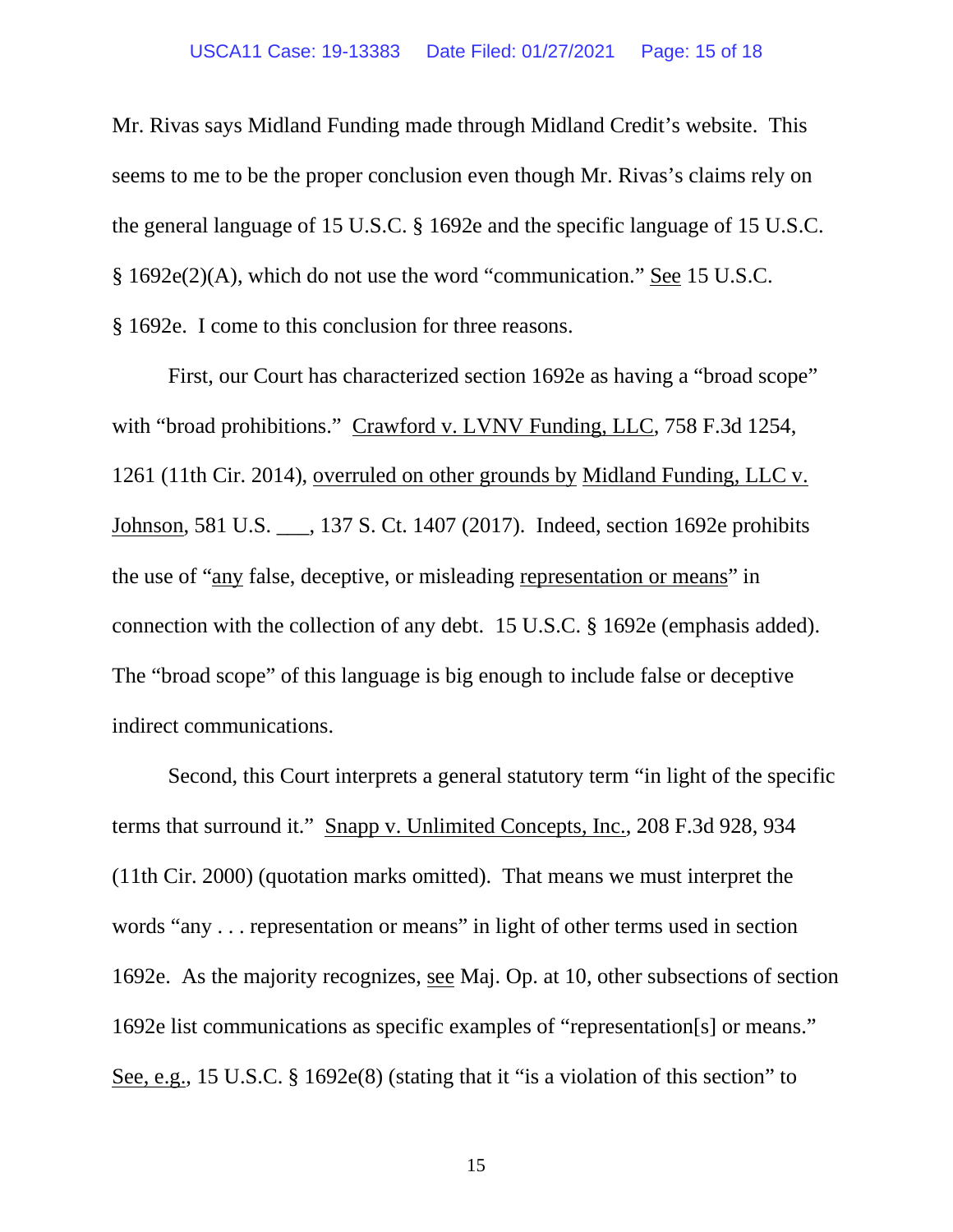Mr. Rivas says Midland Funding made through Midland Credit's website. This seems to me to be the proper conclusion even though Mr. Rivas's claims rely on the general language of 15 U.S.C. § 1692e and the specific language of 15 U.S.C. § 1692e(2)(A), which do not use the word "communication." See 15 U.S.C. § 1692e. I come to this conclusion for three reasons.

First, our Court has characterized section 1692e as having a "broad scope" with "broad prohibitions." Crawford v. LVNV Funding, LLC, 758 F.3d 1254, 1261 (11th Cir. 2014), overruled on other grounds by Midland Funding, LLC v. Johnson, 581 U.S. ___, 137 S. Ct. 1407 (2017). Indeed, section 1692e prohibits the use of "any false, deceptive, or misleading representation or means" in connection with the collection of any debt. 15 U.S.C. § 1692e (emphasis added). The "broad scope" of this language is big enough to include false or deceptive indirect communications.

Second, this Court interprets a general statutory term "in light of the specific terms that surround it." Snapp v. Unlimited Concepts, Inc., 208 F.3d 928, 934 (11th Cir. 2000) (quotation marks omitted). That means we must interpret the words "any . . . representation or means" in light of other terms used in section 1692e. As the majority recognizes, see Maj. Op. at 10, other subsections of section 1692e list communications as specific examples of "representation[s] or means." See, e.g., 15 U.S.C. § 1692e(8) (stating that it "is a violation of this section" to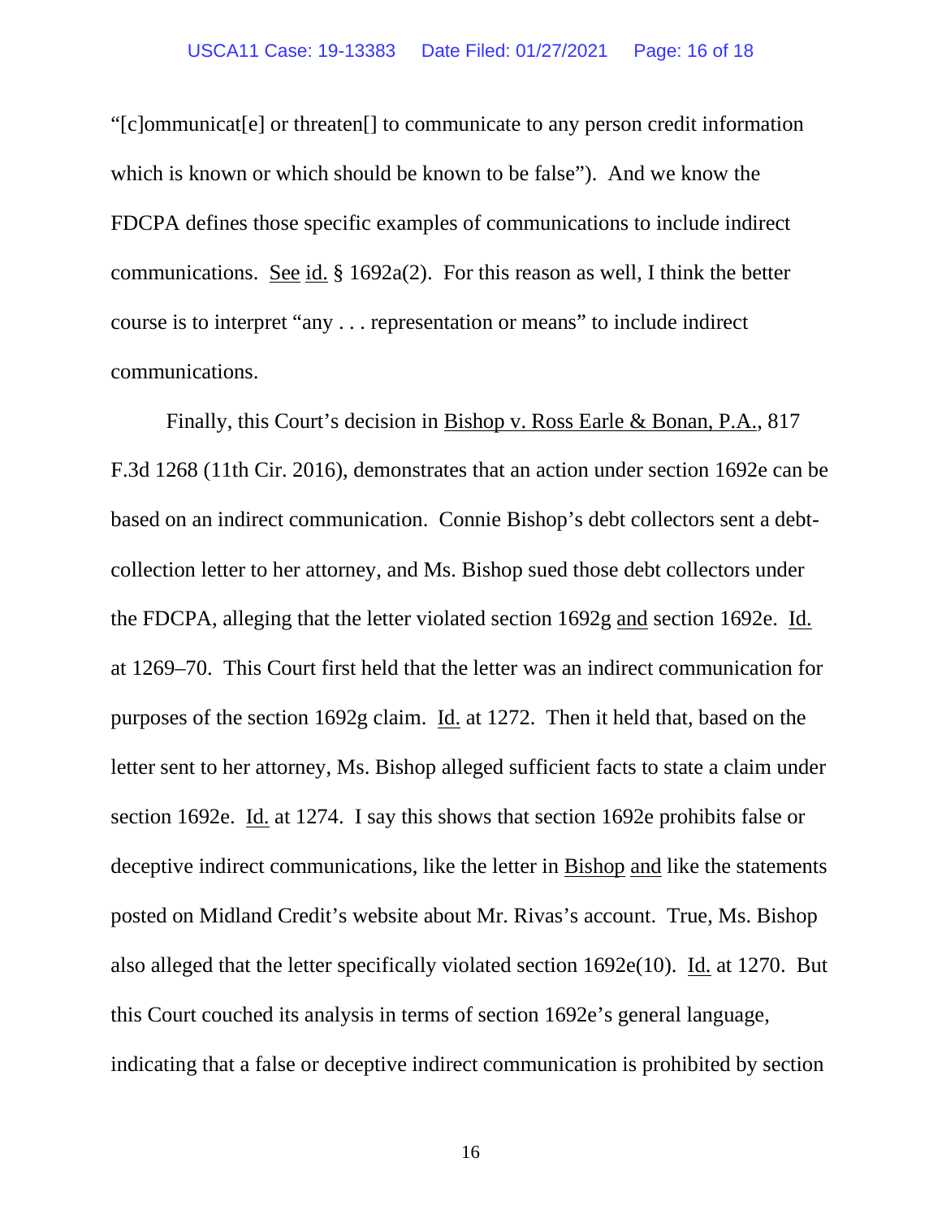"[c]ommunicat[e] or threaten[] to communicate to any person credit information which is known or which should be known to be false"). And we know the FDCPA defines those specific examples of communications to include indirect communications. See id. § 1692a(2). For this reason as well, I think the better course is to interpret "any . . . representation or means" to include indirect communications.

Finally, this Court's decision in Bishop v. Ross Earle & Bonan, P.A., 817 F.3d 1268 (11th Cir. 2016), demonstrates that an action under section 1692e can be based on an indirect communication. Connie Bishop's debt collectors sent a debt-collection letter to her attorney, and Ms. Bishop sued those debt collectors under the FDCPA, alleging that the letter violated section 1692g and section 1692e. Id. at 1269–70. This Court first held that the letter was an indirect communication for purposes of the section 1692g claim. Id. at 1272. Then it held that, based on the letter sent to her attorney, Ms. Bishop alleged sufficient facts to state a claim under section 1692e. Id. at 1274. I say this shows that section 1692e prohibits false or deceptive indirect communications, like the letter in Bishop and like the statements posted on Midland Credit's website about Mr. Rivas's account. True, Ms. Bishop also alleged that the letter specifically violated section 1692e(10). Id. at 1270. But this Court couched its analysis in terms of section 1692e's general language, indicating that a false or deceptive indirect communication is prohibited by section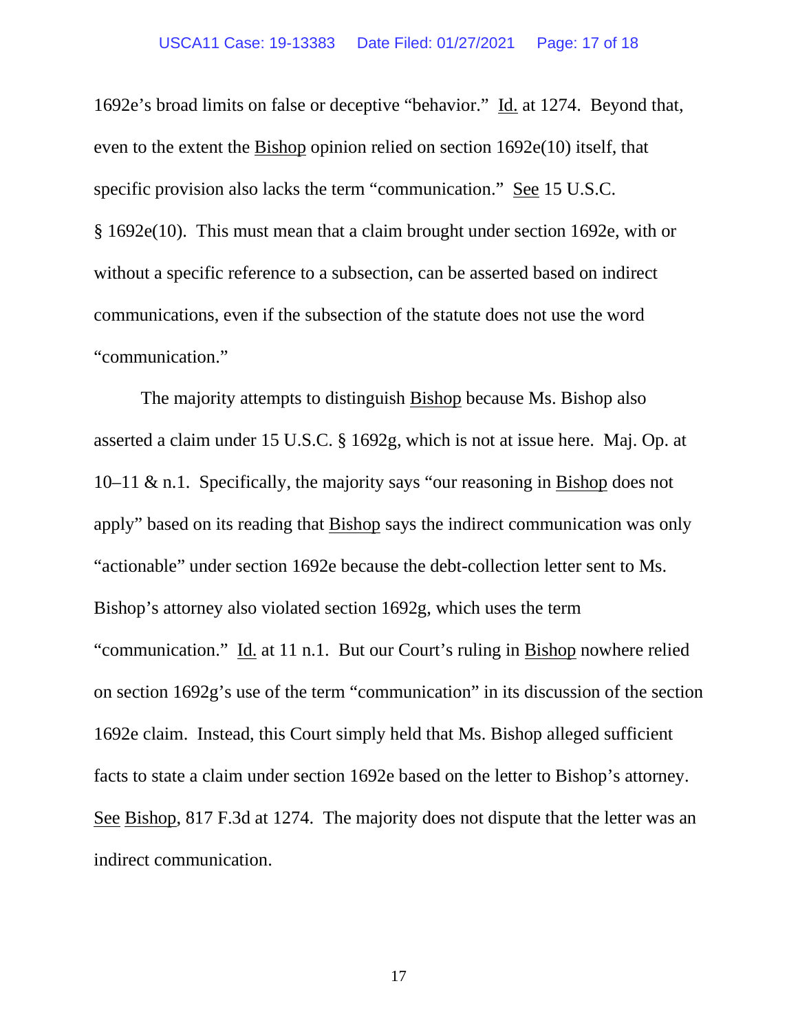1692e's broad limits on false or deceptive "behavior." Id. at 1274. Beyond that, even to the extent the Bishop opinion relied on section 1692e(10) itself, that specific provision also lacks the term "communication." See 15 U.S.C. § 1692e(10). This must mean that a claim brought under section 1692e, with or without a specific reference to a subsection, can be asserted based on indirect communications, even if the subsection of the statute does not use the word "communication."

The majority attempts to distinguish Bishop because Ms. Bishop also asserted a claim under 15 U.S.C. § 1692g, which is not at issue here. Maj. Op. at 10–11 & n.1. Specifically, the majority says "our reasoning in Bishop does not apply" based on its reading that Bishop says the indirect communication was only "actionable" under section 1692e because the debt-collection letter sent to Ms. Bishop's attorney also violated section 1692g, which uses the term "communication." Id. at 11 n.1. But our Court's ruling in Bishop nowhere relied on section 1692g's use of the term "communication" in its discussion of the section 1692e claim. Instead, this Court simply held that Ms. Bishop alleged sufficient facts to state a claim under section 1692e based on the letter to Bishop's attorney. See Bishop, 817 F.3d at 1274. The majority does not dispute that the letter was an indirect communication.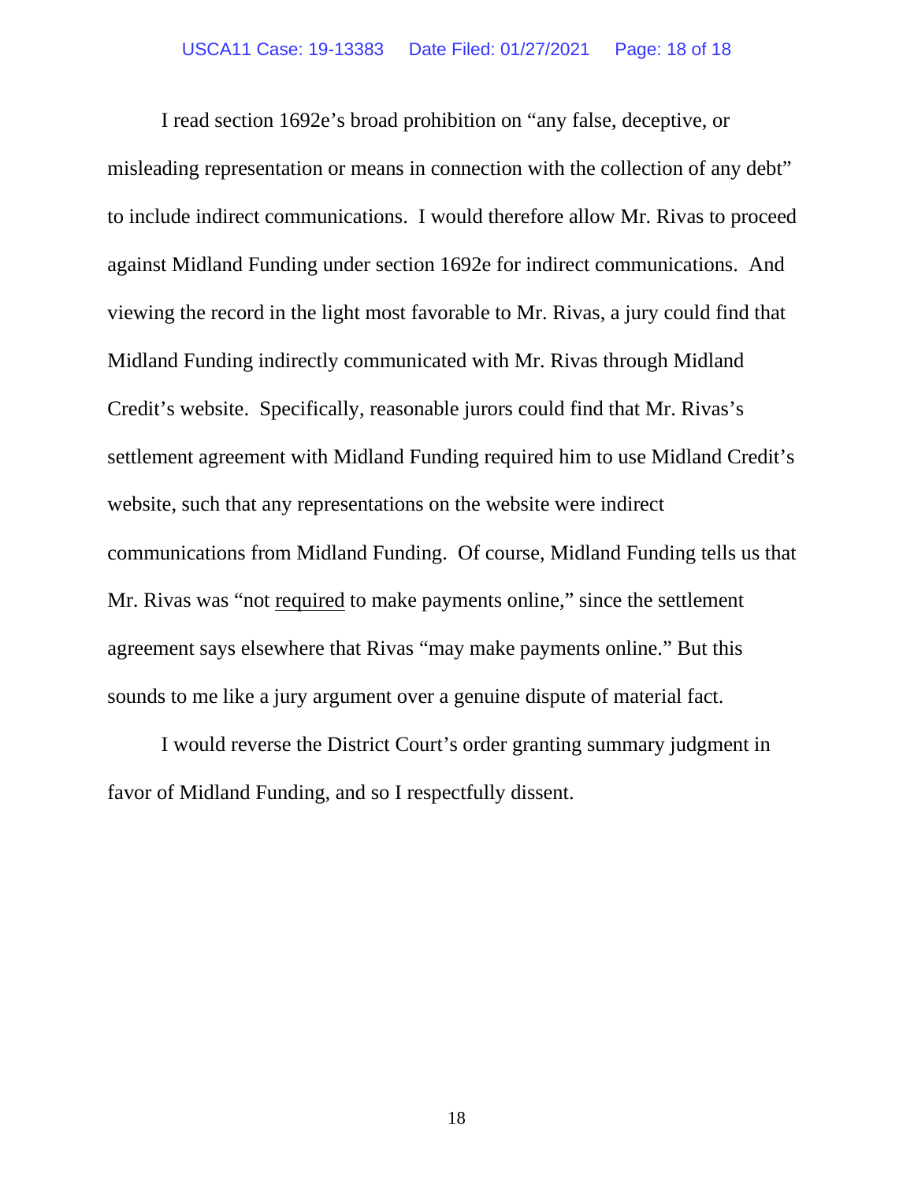I read section 1692e's broad prohibition on "any false, deceptive, or misleading representation or means in connection with the collection of any debt" to include indirect communications. I would therefore allow Mr. Rivas to proceed against Midland Funding under section 1692e for indirect communications. And viewing the record in the light most favorable to Mr. Rivas, a jury could find that Midland Funding indirectly communicated with Mr. Rivas through Midland Credit's website. Specifically, reasonable jurors could find that Mr. Rivas's settlement agreement with Midland Funding required him to use Midland Credit's website, such that any representations on the website were indirect communications from Midland Funding. Of course, Midland Funding tells us that Mr. Rivas was "not <u>required</u> to make payments online," since the settlement agreement says elsewhere that Rivas "may make payments online." But this sounds to me like a jury argument over a genuine dispute of material fact.

I would reverse the District Court's order granting summary judgment in favor of Midland Funding, and so I respectfully dissent.